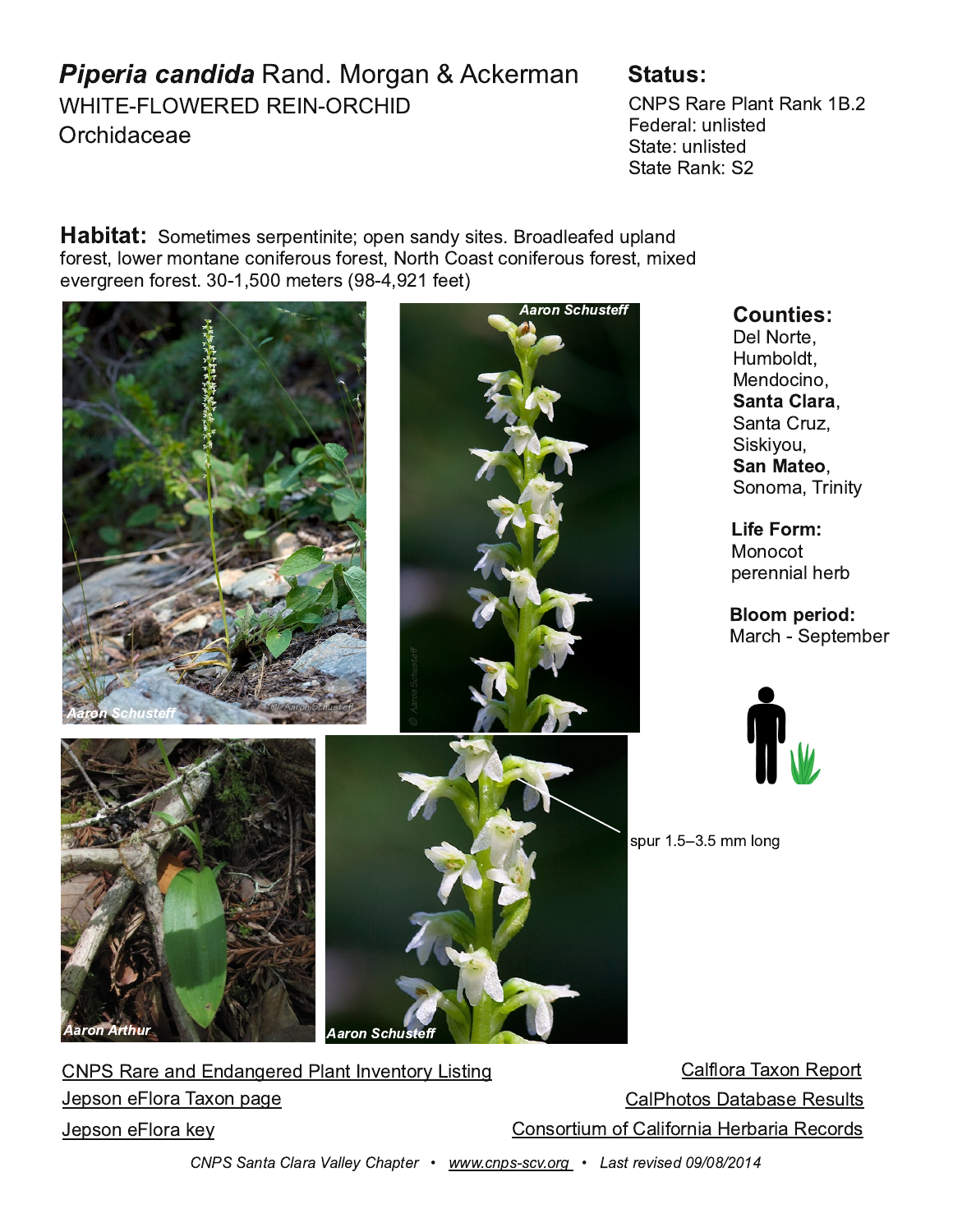# *Piperia candida* Rand. Morgan & Ackerman

WHITE-FLOWERED REIN-ORCHID

Orchidaceae

**Status:**

CNPS Rare Plant Rank 1B.2
Federal: unlisted
State: unlisted
State Rank: S2

**Habitat:** Sometimes serpentinite; open sandy sites. Broadleafed upland forest, lower montane coniferous forest, North Coast coniferous forest, mixed evergreen forest. 30-1,500 meters (98-4,921 feet)

Aaron Schusteff

Aaron Schusteff

Aaron Arthur

Aaron Schusteff

spur 1.5–3.5 mm long

**Counties:**
Del Norte,
Humboldt,
Mendocino,
**Santa Clara**,
Santa Cruz,
Siskiyou,
**San Mateo**,
Sonoma, Trinity

**Life Form:**
Monocot
perennial herb

**Bloom period:**
March - September

CNPS Rare and Endangered Plant Inventory Listing

Jepson eFlora Taxon page

Jepson eFlora key

Calflora Taxon Report

CalPhotos Database Results

Consortium of California Herbaria Records

*CNPS Santa Clara Valley Chapter • www.cnps-scv.org • Last revised 09/08/2014*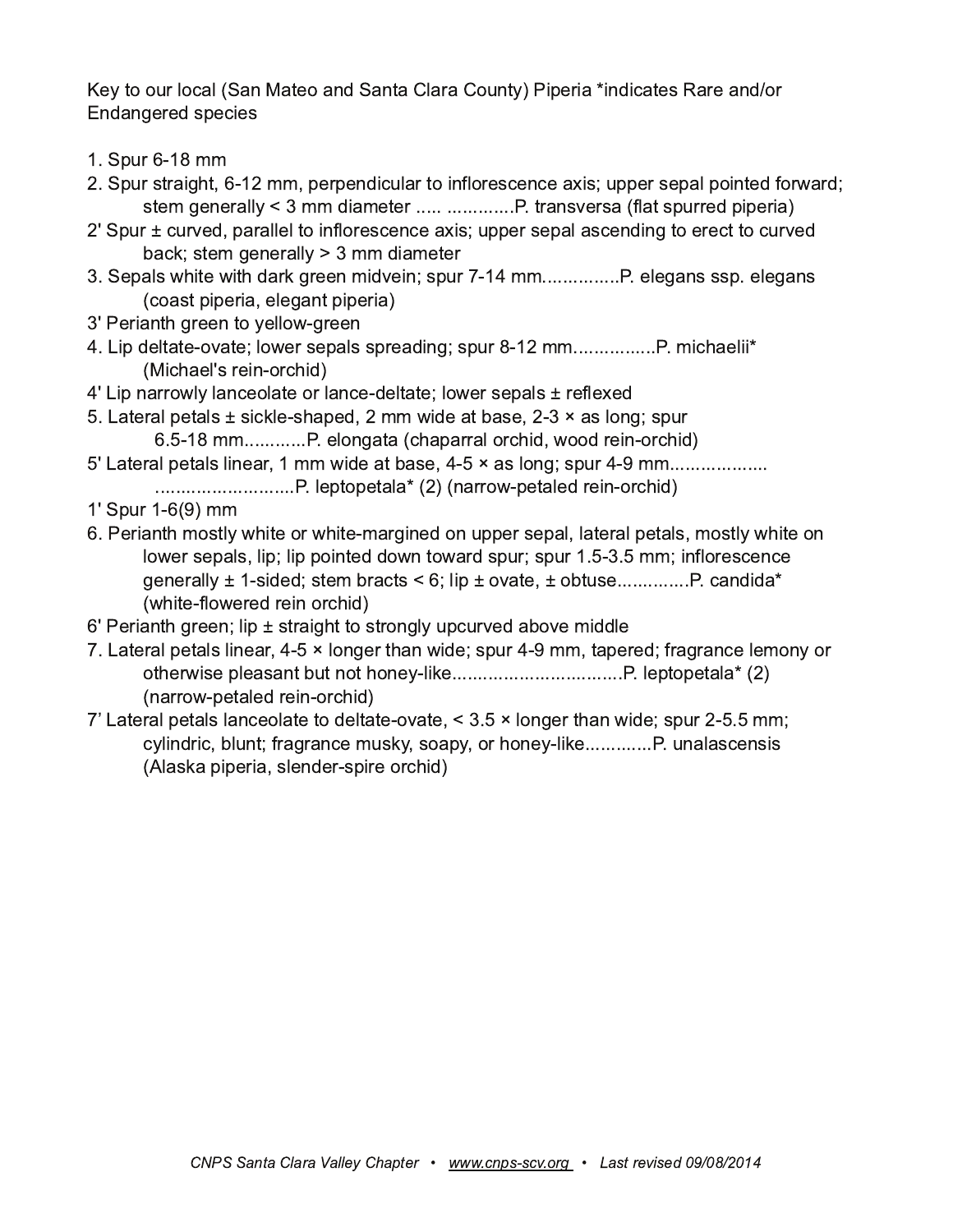Key to our local (San Mateo and Santa Clara County) Piperia *indicates Rare and/or Endangered species

1. Spur 6-18 mm
2. Spur straight, 6-12 mm, perpendicular to inflorescence axis; upper sepal pointed forward; stem generally < 3 mm diameter ..... .............P. transversa (flat spurred piperia)
2' Spur ± curved, parallel to inflorescence axis; upper sepal ascending to erect to curved back; stem generally > 3 mm diameter
3. Sepals white with dark green midvein; spur 7-14 mm...............P. elegans ssp. elegans (coast piperia, elegant piperia)
3' Perianth green to yellow-green
4. Lip deltate-ovate; lower sepals spreading; spur 8-12 mm................P. michaelii* (Michael's rein-orchid)
4' Lip narrowly lanceolate or lance-deltate; lower sepals ± reflexed
5. Lateral petals ± sickle-shaped, 2 mm wide at base, 2-3 × as long; spur 6.5-18 mm............P. elongata (chaparral orchid, wood rein-orchid)
5' Lateral petals linear, 1 mm wide at base, 4-5 × as long; spur 4-9 mm................... ...........................P. leptopetala* (2) (narrow-petaled rein-orchid)
1' Spur 1-6(9) mm
6. Perianth mostly white or white-margined on upper sepal, lateral petals, mostly white on lower sepals, lip; lip pointed down toward spur; spur 1.5-3.5 mm; inflorescence generally ± 1-sided; stem bracts < 6; lip ± ovate, ± obtuse..............P. candida* (white-flowered rein orchid)
6' Perianth green; lip ± straight to strongly upcurved above middle
7. Lateral petals linear, 4-5 × longer than wide; spur 4-9 mm, tapered; fragrance lemony or otherwise pleasant but not honey-like.................................P. leptopetala* (2) (narrow-petaled rein-orchid)
7' Lateral petals lanceolate to deltate-ovate, < 3.5 × longer than wide; spur 2-5.5 mm; cylindric, blunt; fragrance musky, soapy, or honey-like.............P. unalascensis (Alaska piperia, slender-spire orchid)